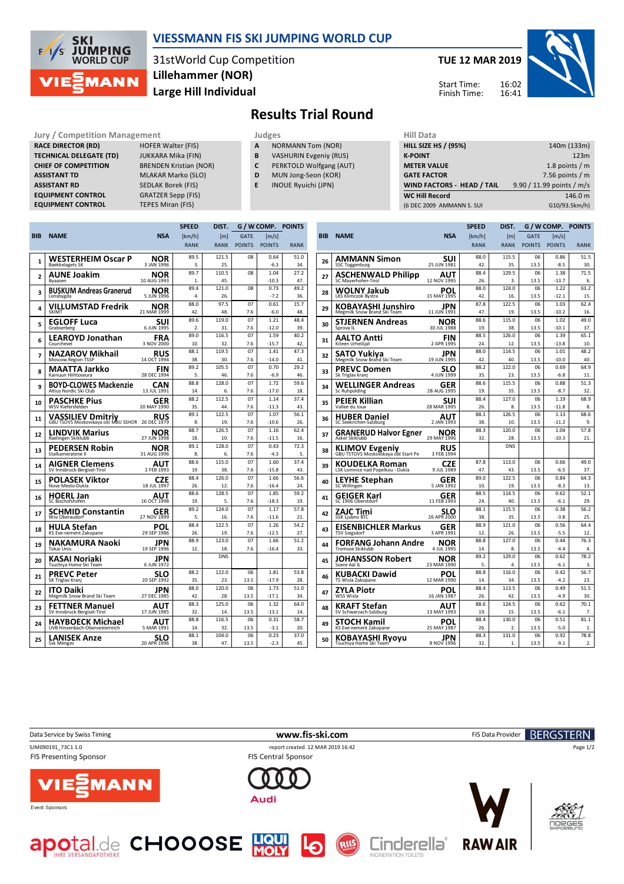# VIESSMANN FIS SKI JUMPING WORLD CUP

31stWorld Cup Competition
Lillehammer (NOR)
Large Hill Individual

**TUE 12 MAR 2019**

Start Time: 16:02
Finish Time: 16:41

## Results Trial Round

| Jury / Competition Management | |
|---|---|
| RACE DIRECTOR (RD) | HOFER Walter (FIS) |
| TECHNICAL DELEGATE (TD) | JUKKARA Mika (FIN) |
| CHIEF OF COMPETITION | BRENDEN Kristian (NOR) |
| ASSISTANT TD | MLAKAR Marko (SLO) |
| ASSISTANT RD | SEDLAK Borek (FIS) |
| EQUIPMENT CONTROL | GRATZER Sepp (FIS) |
| EQUIPMENT CONTROL | TEPES Miran (FIS) |

| Judges | |
|---|---|
| A | NORMANN Tom (NOR) |
| B | VASHURIN Evgeniy (RUS) |
| C | PERKTOLD Wolfgang (AUT) |
| D | MUN Jong-Seon (KOR) |
| E | INOUE Ryuichi (JPN) |

| Hill Data | |
|---|---|
| HILL SIZE HS / (95%) | 140m (133m) |
| K-POINT | 123m |
| METER VALUE | 1.8 points / m |
| GATE FACTOR | 7.56 points / m |
| WIND FACTORS - HEAD / TAIL | 9.90 / 11.99 points / m/s |
| WC Hill Record | 146.0 m |
| (6 DEC 2009 AMMANN S. SUI | G10/93.5km/h) |

| BIB | NAME | NSA | SPEED [km/h] | SPEED RANK | DIST. [m] | DIST. RANK | GATE | GATE POINTS | WIND [m/s] | WIND POINTS | POINTS | RANK |
|---|---|---|---|---|---|---|---|---|---|---|---|---|
| 1 | WESTERHEIM Oscar P (Baekkelagets SK) | NOR 3 JAN 1996 | 89.5 | 3. | 121.5 | 25. | 08 | | 0.64 | -6.3 | 51.0 | 34. |
| 2 | AUNE Joakim (Byaasen) | NOR 10 AUG 1993 | 89.7 | 1. | 110.5 | 45. | 08 | | 1.04 | -10.3 | 27.2 | 47. |
| 3 | BUSKUM Andreas Granerud (Lensbygda) | NOR 5 JUN 1996 | 89.4 | 4. | 121.0 | 26. | 08 | | 0.73 | -7.2 | 49.2 | 36. |
| 4 | VILLUMSTAD Fredrik (SKIMT) | NOR 21 MAR 1999 | 88.0 | 42. | 97.5 | 48. | 07 | 7.6 | 0.61 | -6.0 | 15.7 | 48. |
| 5 | EGLOFF Luca (Grabserberg) | SUI 6 JUN 1995 | 89.6 | 2. | 119.0 | 31. | 07 | 7.6 | 1.21 | -12.0 | 48.4 | 39. |
| 6 | LEAROYD Jonathan (Courchevel) | FRA 3 NOV 2000 | 89.0 | 10. | 116.5 | 32. | 07 | 7.6 | 1.59 | -15.7 | 40.2 | 42. |
| 7 | NAZAROV Mikhail (Moscow Region TSSP) | RUS 14 OCT 1994 | 88.1 | 38. | 119.5 | 30. | 07 | 7.6 | 1.41 | -14.0 | 47.3 | 41. |
| 8 | MAATTA Jarkko (Kainuun Hiihtoseura) | FIN 28 DEC 1994 | 89.2 | 5. | 105.5 | 46. | 07 | 7.6 | 0.70 | -6.9 | 29.2 | 46. |
| 9 | BOYD-CLOWES Mackenzie (Altius Nordic Ski Club) | CAN 13 JUL 1991 | 88.8 | 14. | 128.0 | 6. | 07 | 7.6 | 1.72 | -17.0 | 59.6 | 18. |
| 10 | PASCHKE Pius (WSV Kiefersfelden) | GER 20 MAY 1990 | 88.2 | 35. | 112.5 | 44. | 07 | 7.6 | 1.14 | -11.3 | 37.4 | 43. |
| 11 | VASSILIEV Dmitriy (GBU TSOVS Moskovskaya obl MBU SSHOR) | RUS 26 DEC 1979 | 89.1 | 8. | 122.5 | 19. | 07 | 7.6 | 1.07 | -10.6 | 56.1 | 26. |
| 12 | LINDVIK Marius (Raelingen Skiklubb) | NOR 27 JUN 1998 | 88.7 | 18. | 126.5 | 10. | 07 | 7.6 | 1.16 | -11.5 | 62.4 | 16. |
| 13 | PEDERSEN Robin (Stalkameratene Il) | NOR 31 AUG 1996 | 89.1 | 8. | 128.0 | 6. | 07 | 7.6 | 0.43 | -4.3 | 72.3 | 5. |
| 14 | AIGNER Clemens (SV Innsbruck-Bergisel-Tirol) | AUT 2 FEB 1993 | 88.6 | 19. | 115.0 | 38. | 07 | 7.6 | 1.60 | -15.8 | 37.4 | 43. |
| 15 | POLASEK Viktor (Nove Mesto-Dukla) | CZE 18 JUL 1997 | 88.4 | 26. | 126.0 | 12. | 07 | 7.6 | 1.66 | -16.4 | 56.6 | 24. |
| 16 | HOERL Jan (SC Bischofshofen) | AUT 16 OCT 1998 | 88.6 | 19. | 128.5 | 5. | 07 | 7.6 | 1.85 | -18.3 | 59.2 | 19. |
| 17 | SCHMID Constantin (Wsv Oberaudorf) | GER 27 NOV 1999 | 89.2 | 5. | 124.0 | 16. | 07 | 7.6 | 1.17 | -11.6 | 57.8 | 21. |
| 18 | HULA Stefan (KS Eve-nement Zakopane) | POL 29 SEP 1986 | 88.4 | 26. | 122.5 | 19. | 07 | 7.6 | 1.26 | -12.5 | 54.2 | 27. |
| 19 | NAKAMURA Naoki (Tokai Univ.) | JPN 19 SEP 1996 | 88.9 | 12. | 123.0 | 18. | 07 | 7.6 | 1.66 | -16.4 | 51.2 | 33. |
| 20 | KASAI Noriaki (Tsuchiya Home Ski Team) | JPN 6 JUN 1972 | | | DNS | | | | | | | |
| 21 | PREVC Peter (SK Triglav Kranj) | SLO 20 SEP 1992 | 88.2 | 35. | 122.0 | 23. | 06 | 13.5 | 1.81 | -17.9 | 53.8 | 28. |
| 22 | ITO Daiki (Megmilk Snow Brand Ski Team) | JPN 27 DEC 1985 | 88.0 | 42. | 120.0 | 28. | 06 | 13.5 | 1.73 | -17.1 | 51.0 | 34. |
| 23 | FETTNER Manuel (SV Innsbruck-Bergisel-Tirol) | AUT 17 JUN 1985 | 88.3 | 32. | 125.0 | 14. | 06 | 13.5 | 1.32 | -13.1 | 64.0 | 14. |
| 24 | HAYBOECK Michael (UVB Hinzenbach-Oberoesterreich) | AUT 5 MAR 1991 | 88.8 | 14. | 116.5 | 32. | 06 | 13.5 | 0.31 | -3.1 | 58.7 | 20. |
| 25 | LANISEK Anze (Ssk Menges) | SLO 20 APR 1996 | 88.1 | 38. | 104.0 | 47. | 06 | 13.5 | 0.23 | -2.3 | 37.0 | 45. |
| 26 | AMMANN Simon (SSC Toggenburg) | SUI 25 JUN 1981 | 88.0 | 42. | 115.5 | 35. | 06 | 13.5 | 0.86 | -8.5 | 51.5 | 30. |
| 27 | ASCHENWALD Philipp (SC Mayerhofen-Tirol) | AUT 12 NOV 1995 | 88.4 | 26. | 129.5 | 3. | 06 | 13.5 | 1.38 | -13.7 | 71.5 | 6. |
| 28 | WOLNY Jakub (LKS Klimczok Bystra) | POL 15 MAY 1995 | 88.0 | 42. | 124.0 | 16. | 06 | 13.5 | 1.22 | -12.1 | 63.2 | 15. |
| 29 | KOBAYASHI Junshiro (Megmilk Snow Brand Ski Team) | JPN 11 JUN 1991 | 87.8 | 47. | 122.5 | 19. | 06 | 13.5 | 1.03 | -10.2 | 62.4 | 16. |
| 30 | STJERNEN Andreas (Sprova IL) | NOR 30 JUL 1988 | 88.6 | 19. | 115.0 | 38. | 06 | 13.5 | 1.02 | -10.1 | 49.0 | 37. |
| 31 | AALTO Antti (Kiteen Urheilijat) | FIN 2 APR 1995 | 88.5 | 24. | 126.0 | 12. | 06 | 13.5 | 1.39 | -13.8 | 65.1 | 10. |
| 32 | SATO Yukiya (Megmilk Snow Brand Ski Team) | JPN 19 JUN 1995 | 88.0 | 42. | 114.5 | 40. | 06 | 13.5 | 1.01 | -10.0 | 48.2 | 40. |
| 33 | PREVC Domen (Sk Triglav kranj) | SLO 4 JUN 1999 | 88.2 | 35. | 122.0 | 23. | 06 | 13.5 | 0.69 | -6.8 | 64.9 | 11. |
| 34 | WELLINGER Andreas (Sc Ruhpolding) | GER 28 AUG 1995 | 88.6 | 19. | 115.5 | 35. | 06 | 13.5 | 0.88 | -8.7 | 51.3 | 32. |
| 35 | PEIER Killian (Vallee du Joux) | SUI 28 MAR 1995 | 88.4 | 26. | 127.0 | 8. | 06 | 13.5 | 1.19 | -11.8 | 68.9 | 8. |
| 36 | HUBER Daniel (SC Seekirchen-Salzburg) | AUT 2 JAN 1993 | 88.1 | 38. | 126.5 | 10. | 06 | 13.5 | 1.13 | -11.2 | 68.6 | 9. |
| 37 | GRANERUD Halvor Egner (Asker Skiklubb) | NOR 29 MAY 1996 | 88.3 | 32. | 120.0 | 28. | 06 | 13.5 | 1.04 | -10.3 | 57.8 | 21. |
| 38 | KLIMOV Evgeniy (GBU TSTOVS Moskovskaya obl Start Pe) | RUS 3 FEB 1994 | | | DNS | | | | | | | |
| 39 | KOUDELKA Roman (LSK Lomnice nad Popelkou - Dukla) | CZE 9 JUL 1989 | 87.8 | 47. | 113.0 | 43. | 06 | 13.5 | 0.66 | -6.5 | 49.0 | 37. |
| 40 | LEYHE Stephan (SC Willingen) | GER 5 JAN 1992 | 89.0 | 10. | 122.5 | 19. | 06 | 13.5 | 0.84 | -8.3 | 64.3 | 13. |
| 41 | GEIGER Karl (SC 1906 Oberstdorf) | GER 11 FEB 1993 | 88.5 | 24. | 114.5 | 40. | 06 | 13.5 | 0.62 | -6.1 | 52.1 | 29. |
| 42 | ZAJC Timi (SSK Ljubno BTC) | SLO 26 APR 2000 | 88.1 | 38. | 115.5 | 35. | 06 | 13.5 | 0.38 | -3.8 | 56.2 | 25. |
| 43 | EISENBICHLER Markus (TSV Siegsdorf) | GER 3 APR 1991 | 88.9 | 12. | 121.0 | 26. | 06 | 13.5 | 0.56 | -5.5 | 64.4 | 12. |
| 44 | FORFANG Johann Andre (Tromsoe Skiklubb) | NOR 4 JUL 1995 | 88.8 | 14. | 127.0 | 8. | 06 | 13.5 | 0.44 | -4.4 | 76.3 | 4. |
| 45 | JOHANSSON Robert (Soere Aal IL) | NOR 23 MAR 1990 | 89.2 | 5. | 129.0 | 4. | 06 | 13.5 | 0.62 | -6.1 | 78.2 | 3. |
| 46 | KUBACKI Dawid (TS Wisla Zakopane) | POL 12 MAR 1990 | 88.8 | 14. | 116.0 | 34. | 06 | 13.5 | 0.42 | -4.2 | 56.7 | 23. |
| 47 | ZYLA Piotr (WSS Wisla) | POL 16 JAN 1987 | 88.4 | 26. | 113.5 | 42. | 06 | 13.5 | 0.49 | -4.9 | 51.5 | 30. |
| 48 | KRAFT Stefan (SV Schwarzach-Salzburg) | AUT 13 MAY 1993 | 88.6 | 19. | 124.5 | 15. | 06 | 13.5 | 0.62 | -6.1 | 70.1 | 7. |
| 49 | STOCH Kamil (KS Eve-nement Zakopane) | POL 25 MAY 1987 | 88.4 | 26. | 130.0 | 2. | 06 | 13.5 | 0.51 | -5.0 | 81.1 | 1. |
| 50 | KOBAYASHI Ryoyu (Tsuchiya Home Ski Team) | JPN 8 NOV 1996 | 88.3 | 32. | 131.0 | 1. | 06 | 13.5 | 0.92 | -9.1 | 78.8 | 2. |

Data Service by Swiss Timing | www.fis-ski.com | FIS Data Provider BERGSTERN

SJM090191_73C1 1.0 | report created 12 MAR 2019 16:42

FIS Presenting Sponsor: VIESSMANN | FIS Central Sponsor: Audi

Event Sponsors: apotal.de, CHOOOSE, LIQUI MOLY, RAW AIR, Cinderella, Norges Skiforbund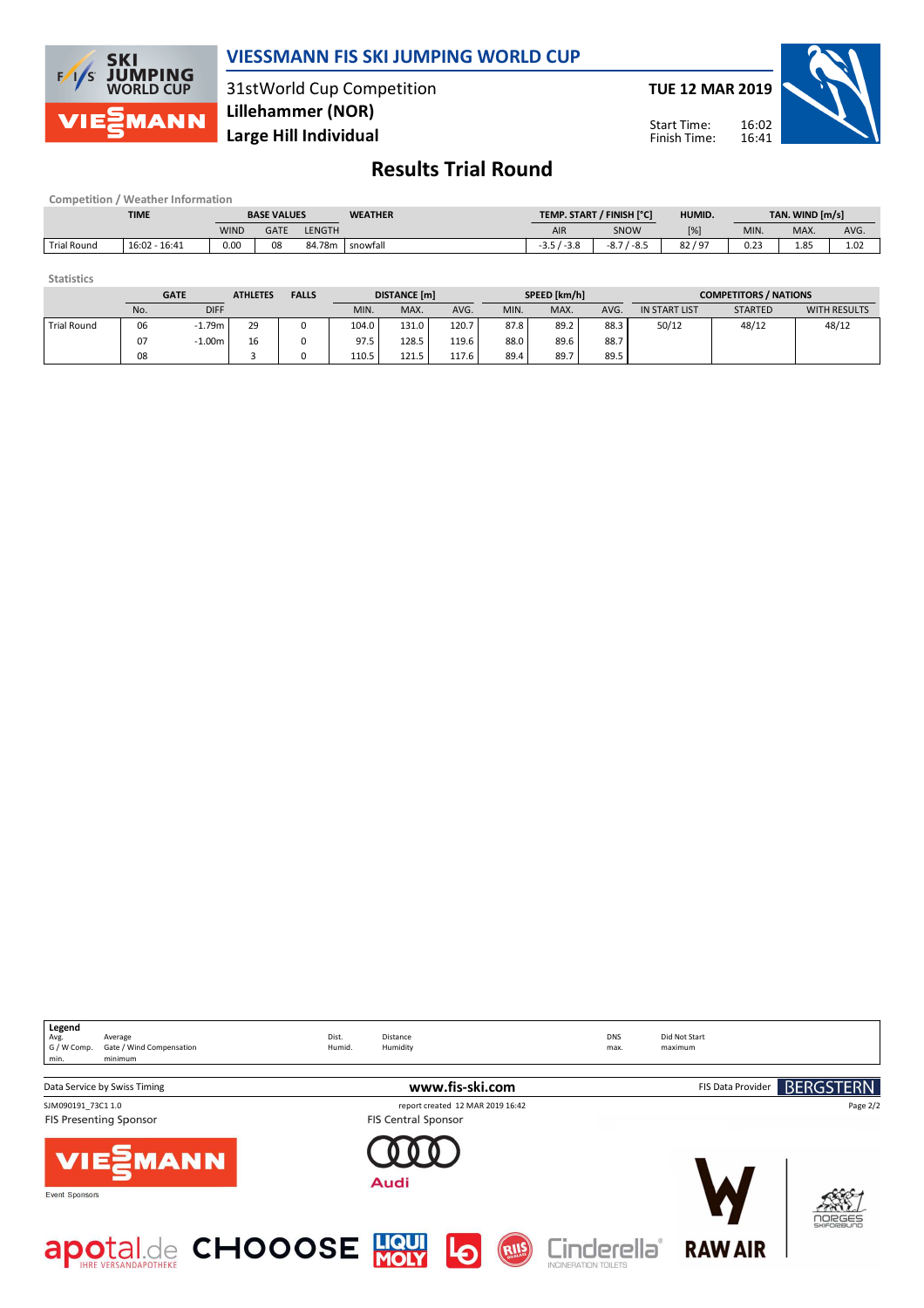# VIESSMANN FIS SKI JUMPING WORLD CUP

31stWorld Cup Competition

**Lillehammer (NOR)**

**Large Hill Individual**

**TUE 12 MAR 2019**

Start Time: 16:02
Finish Time: 16:41

## Results Trial Round

Competition / Weather Information

| TIME | | BASE VALUES | | | WEATHER | TEMP. START / FINISH [°C] | | HUMID. | TAN. WIND [m/s] | | |
|---|---|---|---|---|---|---|---|---|---|---|---|
| | | WIND | GATE | LENGTH | | AIR | SNOW | [%] | MIN. | MAX. | AVG. |
| Trial Round | 16:02 - 16:41 | 0.00 | 08 | 84.78m | snowfall | -3.5 / -3.8 | -8.7 / -8.5 | 82 / 97 | 0.23 | 1.85 | 1.02 |

Statistics

| | GATE | | ATHLETES | FALLS | DISTANCE [m] | | | SPEED [km/h] | | | COMPETITORS / NATIONS | | |
|---|---|---|---|---|---|---|---|---|---|---|---|---|---|
| | No. | DIFF | | | MIN. | MAX. | AVG. | MIN. | MAX. | AVG. | IN START LIST | STARTED | WITH RESULTS |
| Trial Round | 06 | -1.79m | 29 | 0 | 104.0 | 131.0 | 120.7 | 87.8 | 89.2 | 88.3 | 50/12 | 48/12 | 48/12 |
| | 07 | -1.00m | 16 | 0 | 97.5 | 128.5 | 119.6 | 88.0 | 89.6 | 88.7 | | | |
| | 08 | | 3 | 0 | 110.5 | 121.5 | 117.6 | 89.4 | 89.7 | 89.5 | | | |

**Legend**

| | | | | | |
|---|---|---|---|---|---|
| Avg. | Average | Dist. | Distance | DNS | Did Not Start |
| G / W Comp. | Gate / Wind Compensation | Humid. | Humidity | max. | maximum |
| min. | minimum | | | | |

Data Service by Swiss Timing — www.fis-ski.com — FIS Data Provider BERGSTERN

SJM090191_73C1 1.0 — report created 12 MAR 2019 16:42

FIS Presenting Sponsor: VIESSMANN — FIS Central Sponsor: Audi

Event Sponsors: apotal.de IHRE VERSANDAPOTHEKE, CHOOOSE, LIQUI MOLY, RIIS, Cinderella INCINERATION TOILETS, RAW AIR, NORGES SKIFORBUND